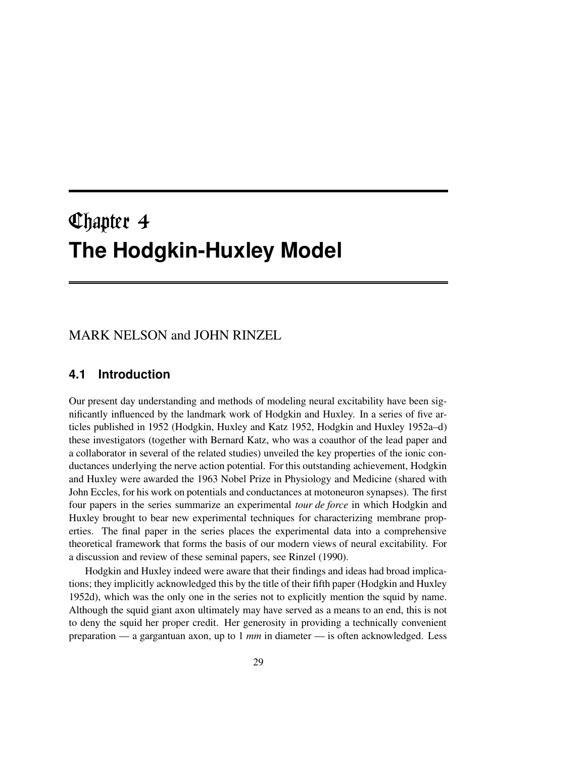# Chapter 4
# The Hodgkin-Huxley Model

MARK NELSON and JOHN RINZEL

## 4.1 Introduction

Our present day understanding and methods of modeling neural excitability have been significantly influenced by the landmark work of Hodgkin and Huxley. In a series of five articles published in 1952 (Hodgkin, Huxley and Katz 1952, Hodgkin and Huxley 1952a–d) these investigators (together with Bernard Katz, who was a coauthor of the lead paper and a collaborator in several of the related studies) unveiled the key properties of the ionic conductances underlying the nerve action potential. For this outstanding achievement, Hodgkin and Huxley were awarded the 1963 Nobel Prize in Physiology and Medicine (shared with John Eccles, for his work on potentials and conductances at motoneuron synapses). The first four papers in the series summarize an experimental *tour de force* in which Hodgkin and Huxley brought to bear new experimental techniques for characterizing membrane properties. The final paper in the series places the experimental data into a comprehensive theoretical framework that forms the basis of our modern views of neural excitability. For a discussion and review of these seminal papers, see Rinzel (1990).

Hodgkin and Huxley indeed were aware that their findings and ideas had broad implications; they implicitly acknowledged this by the title of their fifth paper (Hodgkin and Huxley 1952d), which was the only one in the series not to explicitly mention the squid by name. Although the squid giant axon ultimately may have served as a means to an end, this is not to deny the squid her proper credit. Her generosity in providing a technically convenient preparation — a gargantuan axon, up to 1 *mm* in diameter — is often acknowledged. Less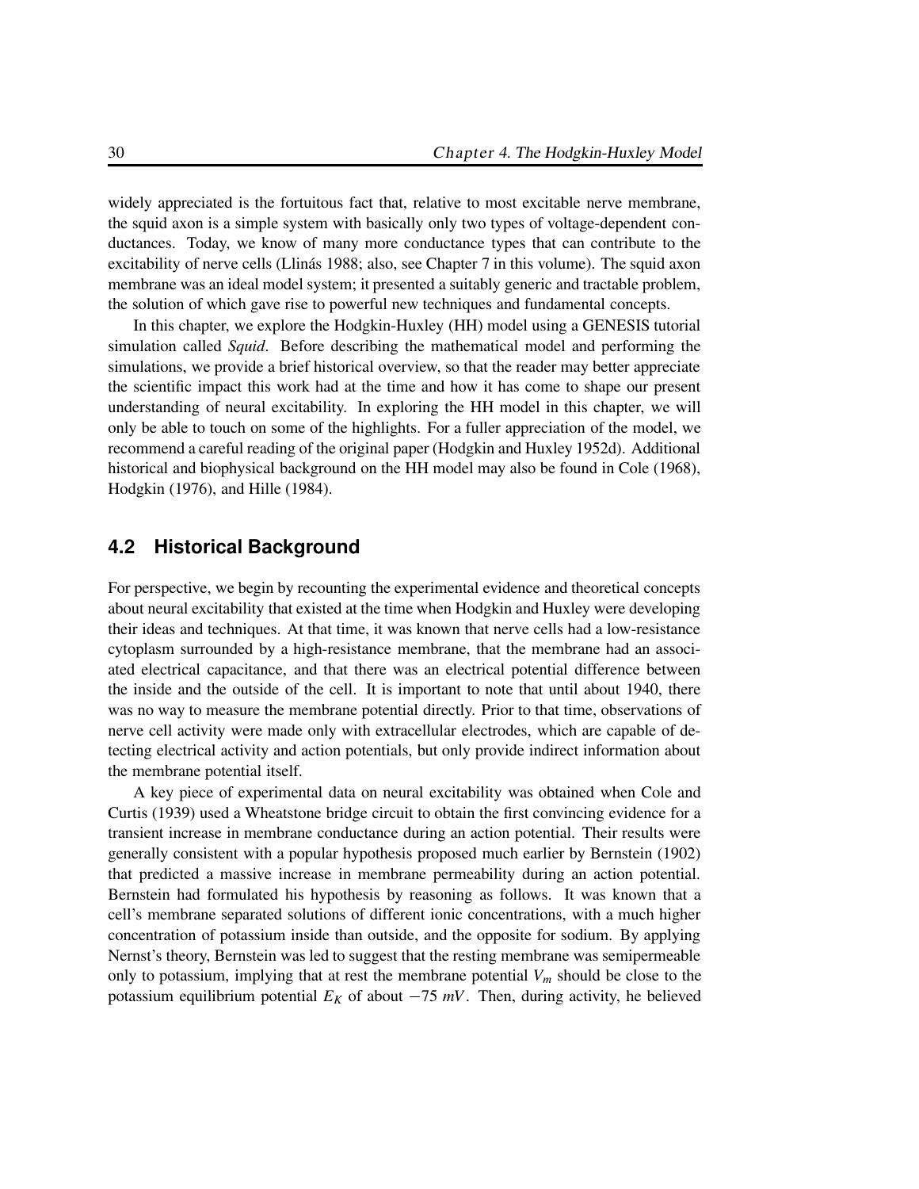widely appreciated is the fortuitous fact that, relative to most excitable nerve membrane, the squid axon is a simple system with basically only two types of voltage-dependent conductances. Today, we know of many more conductance types that can contribute to the excitability of nerve cells (Llinás 1988; also, see Chapter 7 in this volume). The squid axon membrane was an ideal model system; it presented a suitably generic and tractable problem, the solution of which gave rise to powerful new techniques and fundamental concepts.

In this chapter, we explore the Hodgkin-Huxley (HH) model using a GENESIS tutorial simulation called *Squid*. Before describing the mathematical model and performing the simulations, we provide a brief historical overview, so that the reader may better appreciate the scientific impact this work had at the time and how it has come to shape our present understanding of neural excitability. In exploring the HH model in this chapter, we will only be able to touch on some of the highlights. For a fuller appreciation of the model, we recommend a careful reading of the original paper (Hodgkin and Huxley 1952d). Additional historical and biophysical background on the HH model may also be found in Cole (1968), Hodgkin (1976), and Hille (1984).

## 4.2 Historical Background

For perspective, we begin by recounting the experimental evidence and theoretical concepts about neural excitability that existed at the time when Hodgkin and Huxley were developing their ideas and techniques. At that time, it was known that nerve cells had a low-resistance cytoplasm surrounded by a high-resistance membrane, that the membrane had an associated electrical capacitance, and that there was an electrical potential difference between the inside and the outside of the cell. It is important to note that until about 1940, there was no way to measure the membrane potential directly. Prior to that time, observations of nerve cell activity were made only with extracellular electrodes, which are capable of detecting electrical activity and action potentials, but only provide indirect information about the membrane potential itself.

A key piece of experimental data on neural excitability was obtained when Cole and Curtis (1939) used a Wheatstone bridge circuit to obtain the first convincing evidence for a transient increase in membrane conductance during an action potential. Their results were generally consistent with a popular hypothesis proposed much earlier by Bernstein (1902) that predicted a massive increase in membrane permeability during an action potential. Bernstein had formulated his hypothesis by reasoning as follows. It was known that a cell's membrane separated solutions of different ionic concentrations, with a much higher concentration of potassium inside than outside, and the opposite for sodium. By applying Nernst's theory, Bernstein was led to suggest that the resting membrane was semipermeable only to potassium, implying that at rest the membrane potential $V_m$ should be close to the potassium equilibrium potential $E_K$ of about $-75\ mV$. Then, during activity, he believed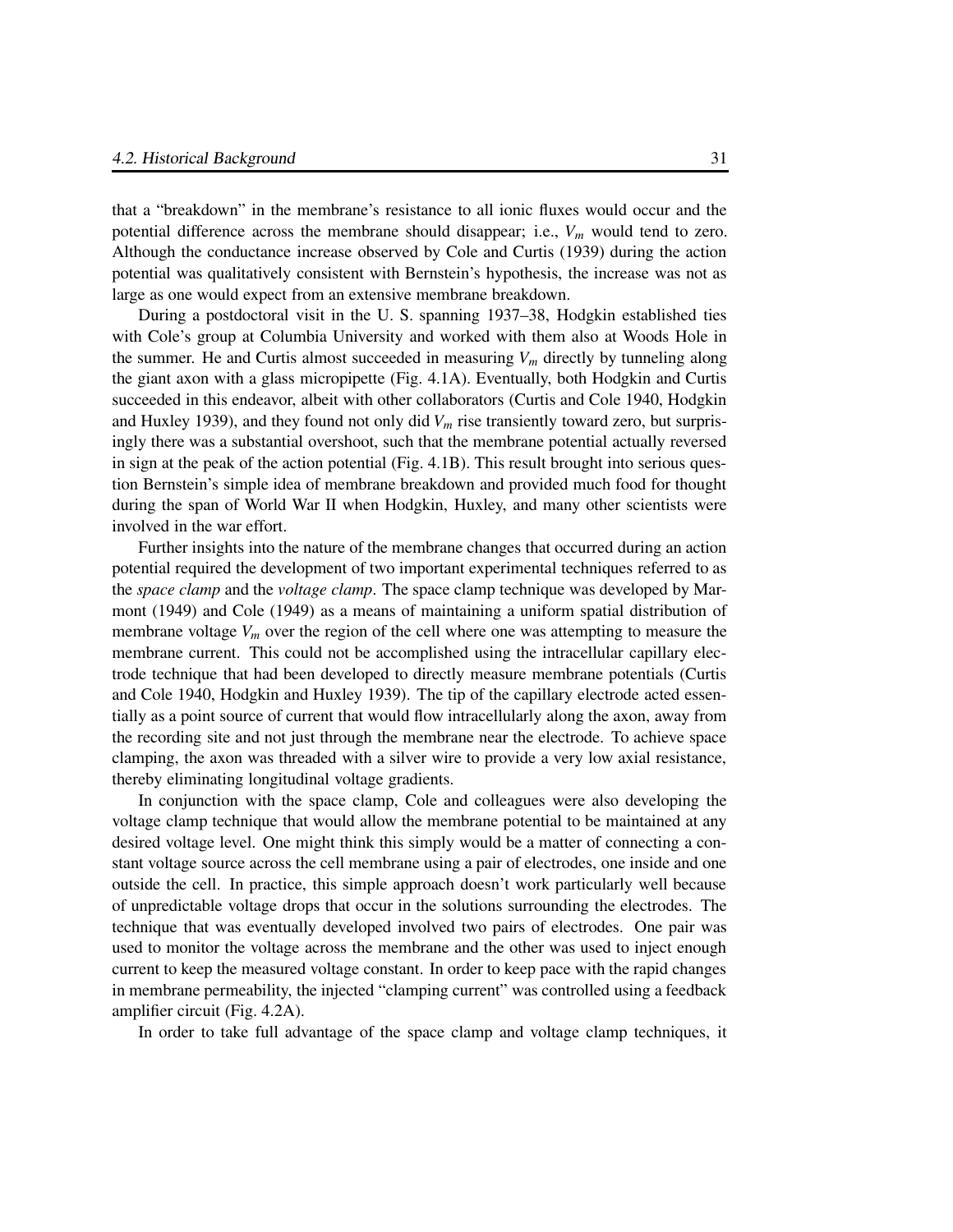that a "breakdown" in the membrane's resistance to all ionic fluxes would occur and the potential difference across the membrane should disappear; i.e., $V_m$ would tend to zero. Although the conductance increase observed by Cole and Curtis (1939) during the action potential was qualitatively consistent with Bernstein's hypothesis, the increase was not as large as one would expect from an extensive membrane breakdown.

During a postdoctoral visit in the U. S. spanning 1937–38, Hodgkin established ties with Cole's group at Columbia University and worked with them also at Woods Hole in the summer. He and Curtis almost succeeded in measuring $V_m$ directly by tunneling along the giant axon with a glass micropipette (Fig. 4.1A). Eventually, both Hodgkin and Curtis succeeded in this endeavor, albeit with other collaborators (Curtis and Cole 1940, Hodgkin and Huxley 1939), and they found not only did $V_m$ rise transiently toward zero, but surprisingly there was a substantial overshoot, such that the membrane potential actually reversed in sign at the peak of the action potential (Fig. 4.1B). This result brought into serious question Bernstein's simple idea of membrane breakdown and provided much food for thought during the span of World War II when Hodgkin, Huxley, and many other scientists were involved in the war effort.

Further insights into the nature of the membrane changes that occurred during an action potential required the development of two important experimental techniques referred to as the *space clamp* and the *voltage clamp*. The space clamp technique was developed by Marmont (1949) and Cole (1949) as a means of maintaining a uniform spatial distribution of membrane voltage $V_m$ over the region of the cell where one was attempting to measure the membrane current. This could not be accomplished using the intracellular capillary electrode technique that had been developed to directly measure membrane potentials (Curtis and Cole 1940, Hodgkin and Huxley 1939). The tip of the capillary electrode acted essentially as a point source of current that would flow intracellularly along the axon, away from the recording site and not just through the membrane near the electrode. To achieve space clamping, the axon was threaded with a silver wire to provide a very low axial resistance, thereby eliminating longitudinal voltage gradients.

In conjunction with the space clamp, Cole and colleagues were also developing the voltage clamp technique that would allow the membrane potential to be maintained at any desired voltage level. One might think this simply would be a matter of connecting a constant voltage source across the cell membrane using a pair of electrodes, one inside and one outside the cell. In practice, this simple approach doesn't work particularly well because of unpredictable voltage drops that occur in the solutions surrounding the electrodes. The technique that was eventually developed involved two pairs of electrodes. One pair was used to monitor the voltage across the membrane and the other was used to inject enough current to keep the measured voltage constant. In order to keep pace with the rapid changes in membrane permeability, the injected "clamping current" was controlled using a feedback amplifier circuit (Fig. 4.2A).

In order to take full advantage of the space clamp and voltage clamp techniques, it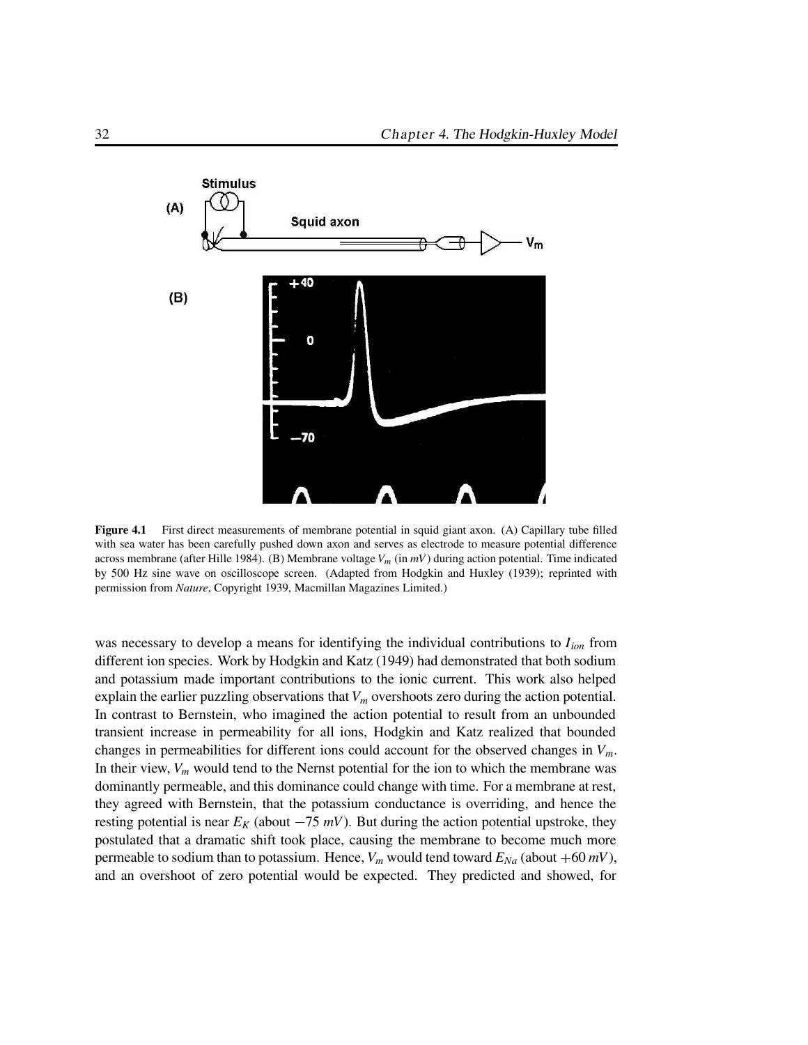**Figure 4.1** First direct measurements of membrane potential in squid giant axon. (A) Capillary tube filled with sea water has been carefully pushed down axon and serves as electrode to measure potential difference across membrane (after Hille 1984). (B) Membrane voltage $V_m$ (in $mV$) during action potential. Time indicated by 500 Hz sine wave on oscilloscope screen. (Adapted from Hodgkin and Huxley (1939); reprinted with permission from *Nature*, Copyright 1939, Macmillan Magazines Limited.)

was necessary to develop a means for identifying the individual contributions to $I_{ion}$ from different ion species. Work by Hodgkin and Katz (1949) had demonstrated that both sodium and potassium made important contributions to the ionic current. This work also helped explain the earlier puzzling observations that $V_m$ overshoots zero during the action potential. In contrast to Bernstein, who imagined the action potential to result from an unbounded transient increase in permeability for all ions, Hodgkin and Katz realized that bounded changes in permeabilities for different ions could account for the observed changes in $V_m$. In their view, $V_m$ would tend to the Nernst potential for the ion to which the membrane was dominantly permeable, and this dominance could change with time. For a membrane at rest, they agreed with Bernstein, that the potassium conductance is overriding, and hence the resting potential is near $E_K$ (about $-75\ mV$). But during the action potential upstroke, they postulated that a dramatic shift took place, causing the membrane to become much more permeable to sodium than to potassium. Hence, $V_m$ would tend toward $E_{Na}$ (about $+60\ mV$), and an overshoot of zero potential would be expected. They predicted and showed, for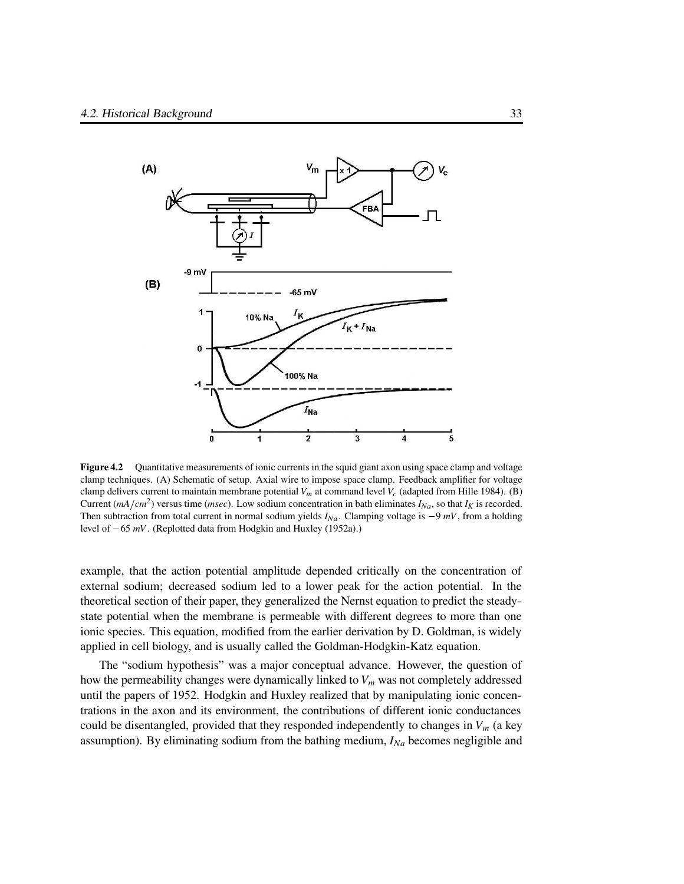**Figure 4.2** Quantitative measurements of ionic currents in the squid giant axon using space clamp and voltage clamp techniques. (A) Schematic of setup. Axial wire to impose space clamp. Feedback amplifier for voltage clamp delivers current to maintain membrane potential $V_m$ at command level $V_c$ (adapted from Hille 1984). (B) Current ($mA/cm^2$) versus time ($msec$). Low sodium concentration in bath eliminates $I_{Na}$, so that $I_K$ is recorded. Then subtraction from total current in normal sodium yields $I_{Na}$. Clamping voltage is $-9\ mV$, from a holding level of $-65\ mV$. (Replotted data from Hodgkin and Huxley (1952a).)

example, that the action potential amplitude depended critically on the concentration of external sodium; decreased sodium led to a lower peak for the action potential. In the theoretical section of their paper, they generalized the Nernst equation to predict the steady-state potential when the membrane is permeable with different degrees to more than one ionic species. This equation, modified from the earlier derivation by D. Goldman, is widely applied in cell biology, and is usually called the Goldman-Hodgkin-Katz equation.

The "sodium hypothesis" was a major conceptual advance. However, the question of how the permeability changes were dynamically linked to $V_m$ was not completely addressed until the papers of 1952. Hodgkin and Huxley realized that by manipulating ionic concentrations in the axon and its environment, the contributions of different ionic conductances could be disentangled, provided that they responded independently to changes in $V_m$ (a key assumption). By eliminating sodium from the bathing medium, $I_{Na}$ becomes negligible and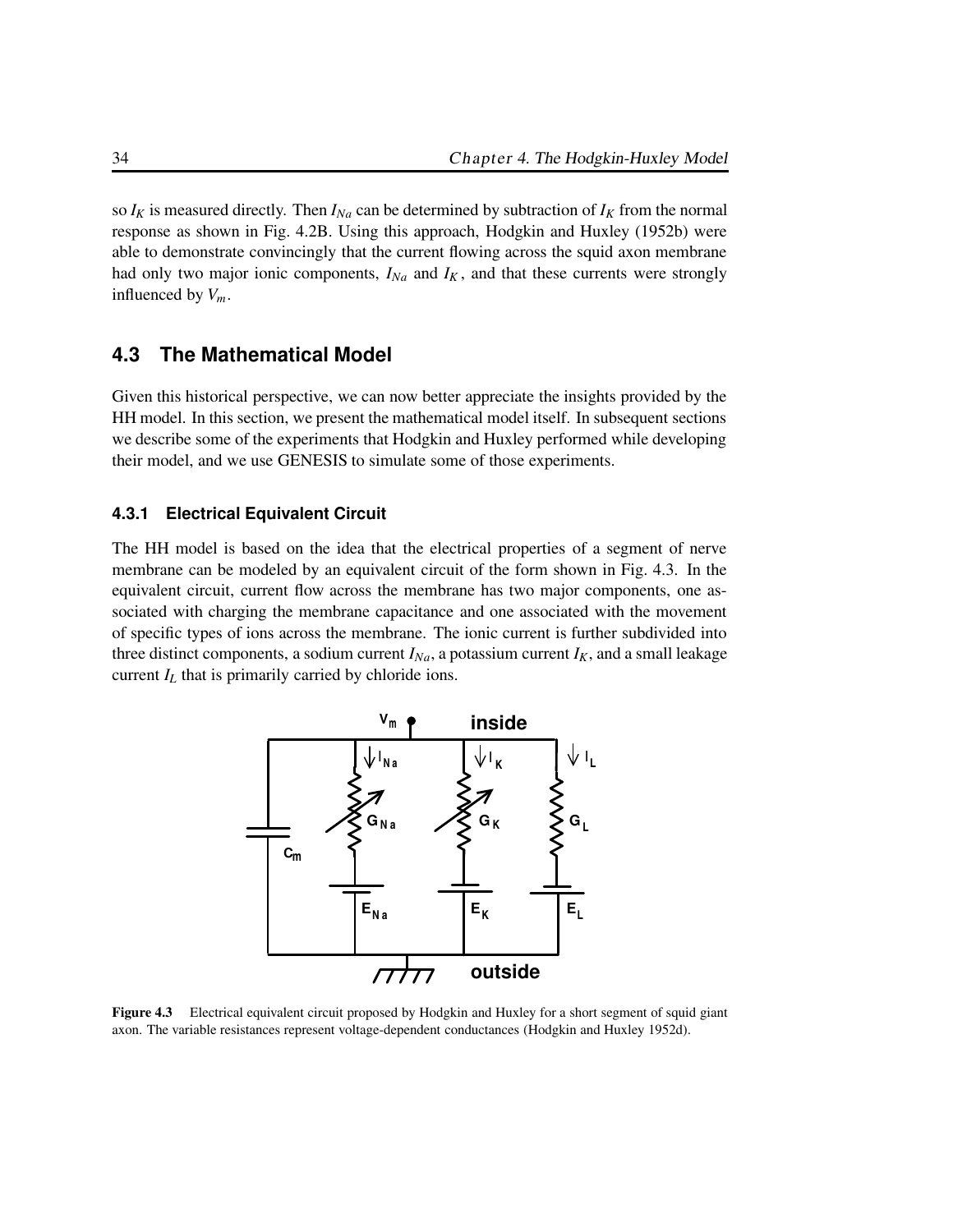so $I_K$ is measured directly. Then $I_{Na}$ can be determined by subtraction of $I_K$ from the normal response as shown in Fig. 4.2B. Using this approach, Hodgkin and Huxley (1952b) were able to demonstrate convincingly that the current flowing across the squid axon membrane had only two major ionic components, $I_{Na}$ and $I_K$, and that these currents were strongly influenced by $V_m$.

## 4.3 The Mathematical Model

Given this historical perspective, we can now better appreciate the insights provided by the HH model. In this section, we present the mathematical model itself. In subsequent sections we describe some of the experiments that Hodgkin and Huxley performed while developing their model, and we use GENESIS to simulate some of those experiments.

### 4.3.1 Electrical Equivalent Circuit

The HH model is based on the idea that the electrical properties of a segment of nerve membrane can be modeled by an equivalent circuit of the form shown in Fig. 4.3. In the equivalent circuit, current flow across the membrane has two major components, one associated with charging the membrane capacitance and one associated with the movement of specific types of ions across the membrane. The ionic current is further subdivided into three distinct components, a sodium current $I_{Na}$, a potassium current $I_K$, and a small leakage current $I_L$ that is primarily carried by chloride ions.

**Figure 4.3** Electrical equivalent circuit proposed by Hodgkin and Huxley for a short segment of squid giant axon. The variable resistances represent voltage-dependent conductances (Hodgkin and Huxley 1952d).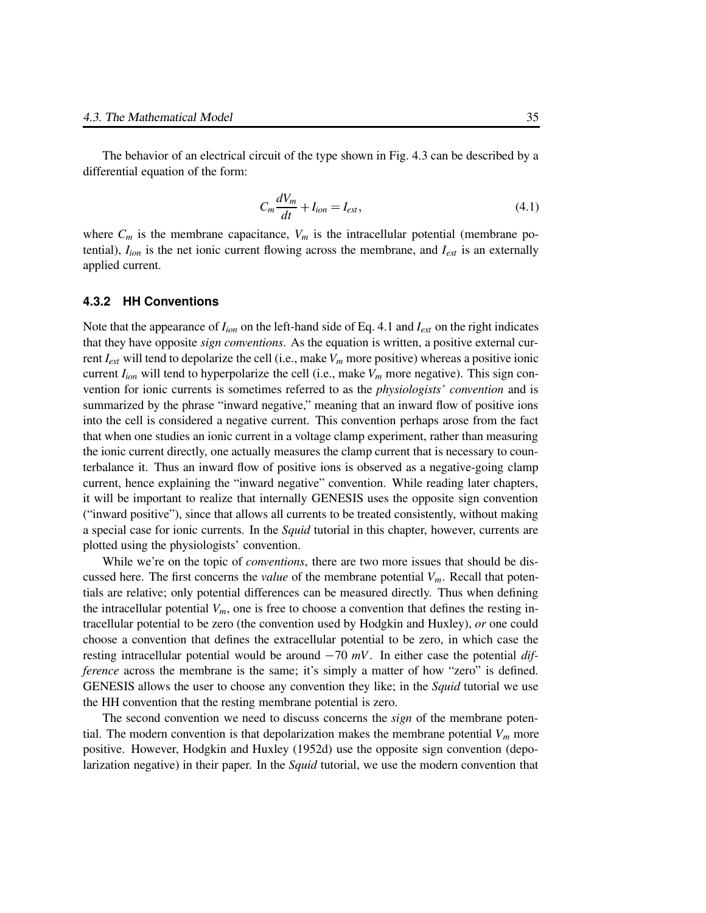The behavior of an electrical circuit of the type shown in Fig. 4.3 can be described by a differential equation of the form:

$$C_m \frac{dV_m}{dt} + I_{ion} = I_{ext}, \tag{4.1}$$

where $C_m$ is the membrane capacitance, $V_m$ is the intracellular potential (membrane potential), $I_{ion}$ is the net ionic current flowing across the membrane, and $I_{ext}$ is an externally applied current.

### 4.3.2 HH Conventions

Note that the appearance of $I_{ion}$ on the left-hand side of Eq. 4.1 and $I_{ext}$ on the right indicates that they have opposite *sign conventions*. As the equation is written, a positive external current $I_{ext}$ will tend to depolarize the cell (i.e., make $V_m$ more positive) whereas a positive ionic current $I_{ion}$ will tend to hyperpolarize the cell (i.e., make $V_m$ more negative). This sign convention for ionic currents is sometimes referred to as the *physiologists' convention* and is summarized by the phrase "inward negative," meaning that an inward flow of positive ions into the cell is considered a negative current. This convention perhaps arose from the fact that when one studies an ionic current in a voltage clamp experiment, rather than measuring the ionic current directly, one actually measures the clamp current that is necessary to counterbalance it. Thus an inward flow of positive ions is observed as a negative-going clamp current, hence explaining the "inward negative" convention. While reading later chapters, it will be important to realize that internally GENESIS uses the opposite sign convention ("inward positive"), since that allows all currents to be treated consistently, without making a special case for ionic currents. In the *Squid* tutorial in this chapter, however, currents are plotted using the physiologists' convention.

While we're on the topic of *conventions*, there are two more issues that should be discussed here. The first concerns the *value* of the membrane potential $V_m$. Recall that potentials are relative; only potential differences can be measured directly. Thus when defining the intracellular potential $V_m$, one is free to choose a convention that defines the resting intracellular potential to be zero (the convention used by Hodgkin and Huxley), *or* one could choose a convention that defines the extracellular potential to be zero, in which case the resting intracellular potential would be around $-70\ mV$. In either case the potential *difference* across the membrane is the same; it's simply a matter of how "zero" is defined. GENESIS allows the user to choose any convention they like; in the *Squid* tutorial we use the HH convention that the resting membrane potential is zero.

The second convention we need to discuss concerns the *sign* of the membrane potential. The modern convention is that depolarization makes the membrane potential $V_m$ more positive. However, Hodgkin and Huxley (1952d) use the opposite sign convention (depolarization negative) in their paper. In the *Squid* tutorial, we use the modern convention that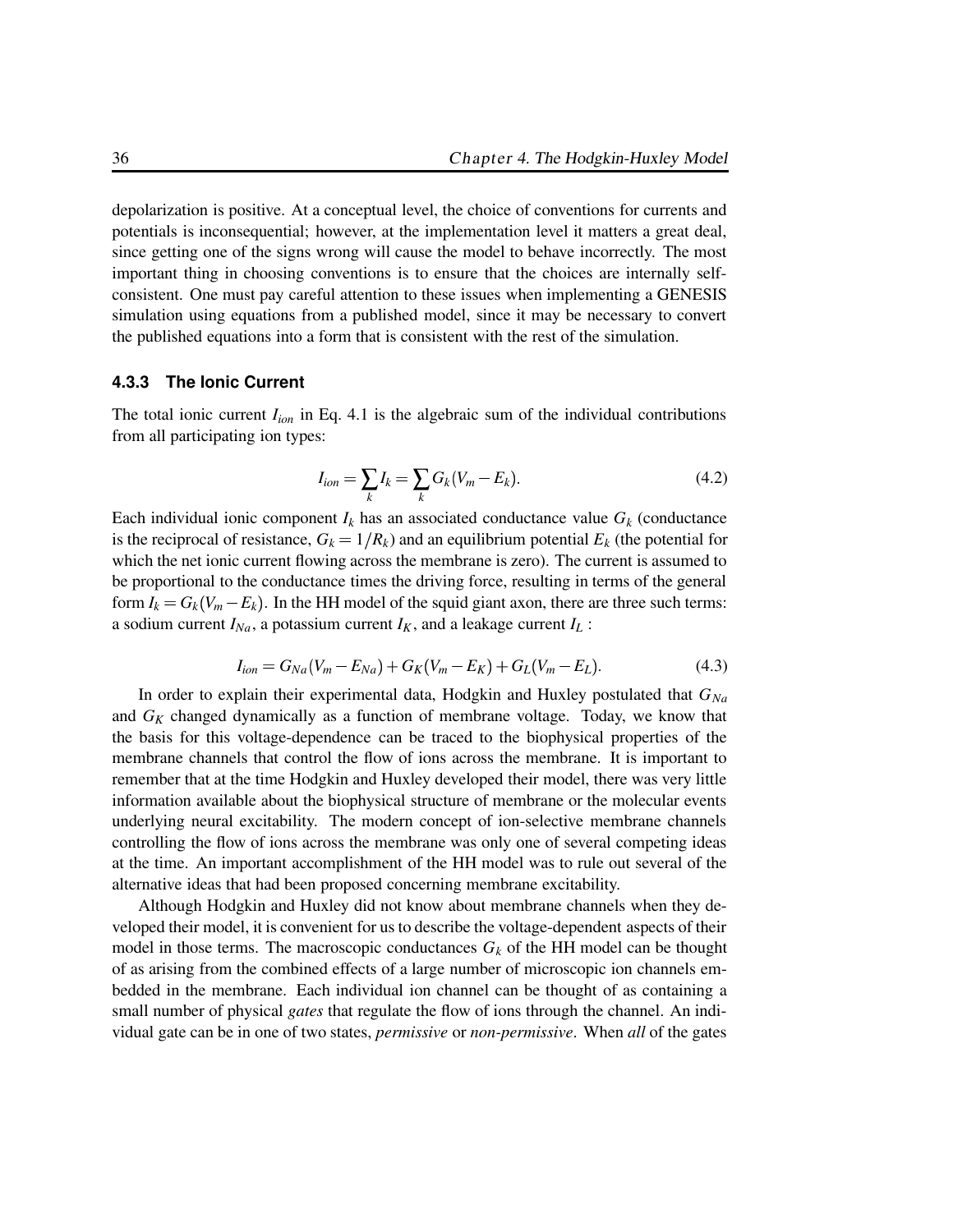depolarization is positive. At a conceptual level, the choice of conventions for currents and potentials is inconsequential; however, at the implementation level it matters a great deal, since getting one of the signs wrong will cause the model to behave incorrectly. The most important thing in choosing conventions is to ensure that the choices are internally self-consistent. One must pay careful attention to these issues when implementing a GENESIS simulation using equations from a published model, since it may be necessary to convert the published equations into a form that is consistent with the rest of the simulation.

### 4.3.3 The Ionic Current

The total ionic current $I_{ion}$ in Eq. 4.1 is the algebraic sum of the individual contributions from all participating ion types:

$$I_{ion} = \sum_k I_k = \sum_k G_k(V_m - E_k). \tag{4.2}$$

Each individual ionic component $I_k$ has an associated conductance value $G_k$ (conductance is the reciprocal of resistance, $G_k = 1/R_k$) and an equilibrium potential $E_k$ (the potential for which the net ionic current flowing across the membrane is zero). The current is assumed to be proportional to the conductance times the driving force, resulting in terms of the general form $I_k = G_k(V_m - E_k)$. In the HH model of the squid giant axon, there are three such terms: a sodium current $I_{Na}$, a potassium current $I_K$, and a leakage current $I_L$ :

$$I_{ion} = G_{Na}(V_m - E_{Na}) + G_K(V_m - E_K) + G_L(V_m - E_L). \tag{4.3}$$

In order to explain their experimental data, Hodgkin and Huxley postulated that $G_{Na}$ and $G_K$ changed dynamically as a function of membrane voltage. Today, we know that the basis for this voltage-dependence can be traced to the biophysical properties of the membrane channels that control the flow of ions across the membrane. It is important to remember that at the time Hodgkin and Huxley developed their model, there was very little information available about the biophysical structure of membrane or the molecular events underlying neural excitability. The modern concept of ion-selective membrane channels controlling the flow of ions across the membrane was only one of several competing ideas at the time. An important accomplishment of the HH model was to rule out several of the alternative ideas that had been proposed concerning membrane excitability.

Although Hodgkin and Huxley did not know about membrane channels when they developed their model, it is convenient for us to describe the voltage-dependent aspects of their model in those terms. The macroscopic conductances $G_k$ of the HH model can be thought of as arising from the combined effects of a large number of microscopic ion channels embedded in the membrane. Each individual ion channel can be thought of as containing a small number of physical *gates* that regulate the flow of ions through the channel. An individual gate can be in one of two states, *permissive* or *non-permissive*. When *all* of the gates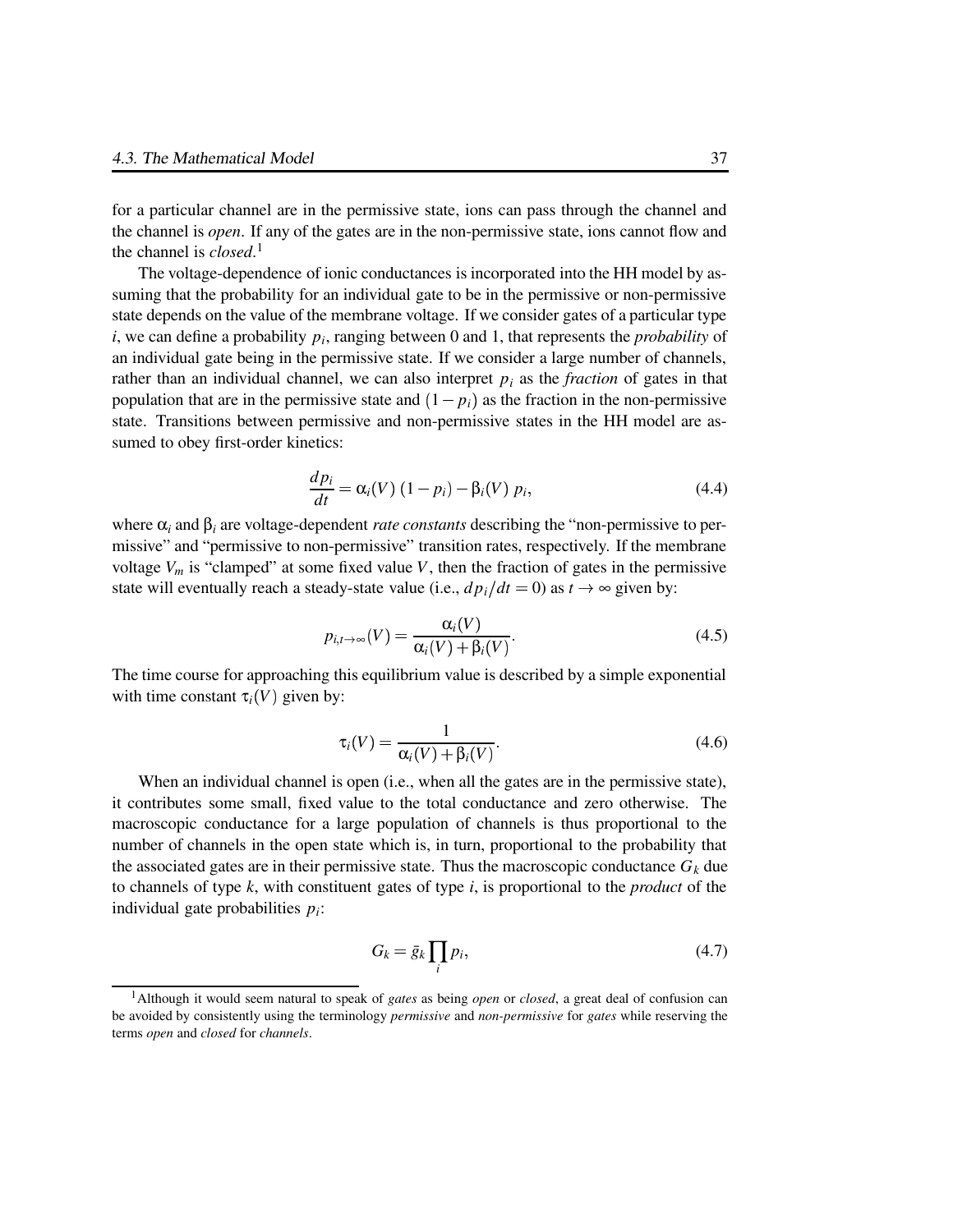for a particular channel are in the permissive state, ions can pass through the channel and the channel is *open*. If any of the gates are in the non-permissive state, ions cannot flow and the channel is *closed*.[1]

The voltage-dependence of ionic conductances is incorporated into the HH model by assuming that the probability for an individual gate to be in the permissive or non-permissive state depends on the value of the membrane voltage. If we consider gates of a particular type $i$, we can define a probability $p_i$, ranging between 0 and 1, that represents the *probability* of an individual gate being in the permissive state. If we consider a large number of channels, rather than an individual channel, we can also interpret $p_i$ as the *fraction* of gates in that population that are in the permissive state and $(1 - p_i)$ as the fraction in the non-permissive state. Transitions between permissive and non-permissive states in the HH model are assumed to obey first-order kinetics:

$$\frac{dp_i}{dt} = \alpha_i(V)\,(1 - p_i) - \beta_i(V)\,p_i, \tag{4.4}$$

where $\alpha_i$ and $\beta_i$ are voltage-dependent *rate constants* describing the "non-permissive to permissive" and "permissive to non-permissive" transition rates, respectively. If the membrane voltage $V_m$ is "clamped" at some fixed value $V$, then the fraction of gates in the permissive state will eventually reach a steady-state value (i.e., $dp_i/dt = 0$) as $t \to \infty$ given by:

$$p_{i,t\to\infty}(V) = \frac{\alpha_i(V)}{\alpha_i(V) + \beta_i(V)}. \tag{4.5}$$

The time course for approaching this equilibrium value is described by a simple exponential with time constant $\tau_i(V)$ given by:

$$\tau_i(V) = \frac{1}{\alpha_i(V) + \beta_i(V)}. \tag{4.6}$$

When an individual channel is open (i.e., when all the gates are in the permissive state), it contributes some small, fixed value to the total conductance and zero otherwise. The macroscopic conductance for a large population of channels is thus proportional to the number of channels in the open state which is, in turn, proportional to the probability that the associated gates are in their permissive state. Thus the macroscopic conductance $G_k$ due to channels of type $k$, with constituent gates of type $i$, is proportional to the *product* of the individual gate probabilities $p_i$:

$$G_k = \bar{g}_k \prod_i p_i, \tag{4.7}$$

[1] Although it would seem natural to speak of *gates* as being *open* or *closed*, a great deal of confusion can be avoided by consistently using the terminology *permissive* and *non-permissive* for *gates* while reserving the terms *open* and *closed* for *channels*.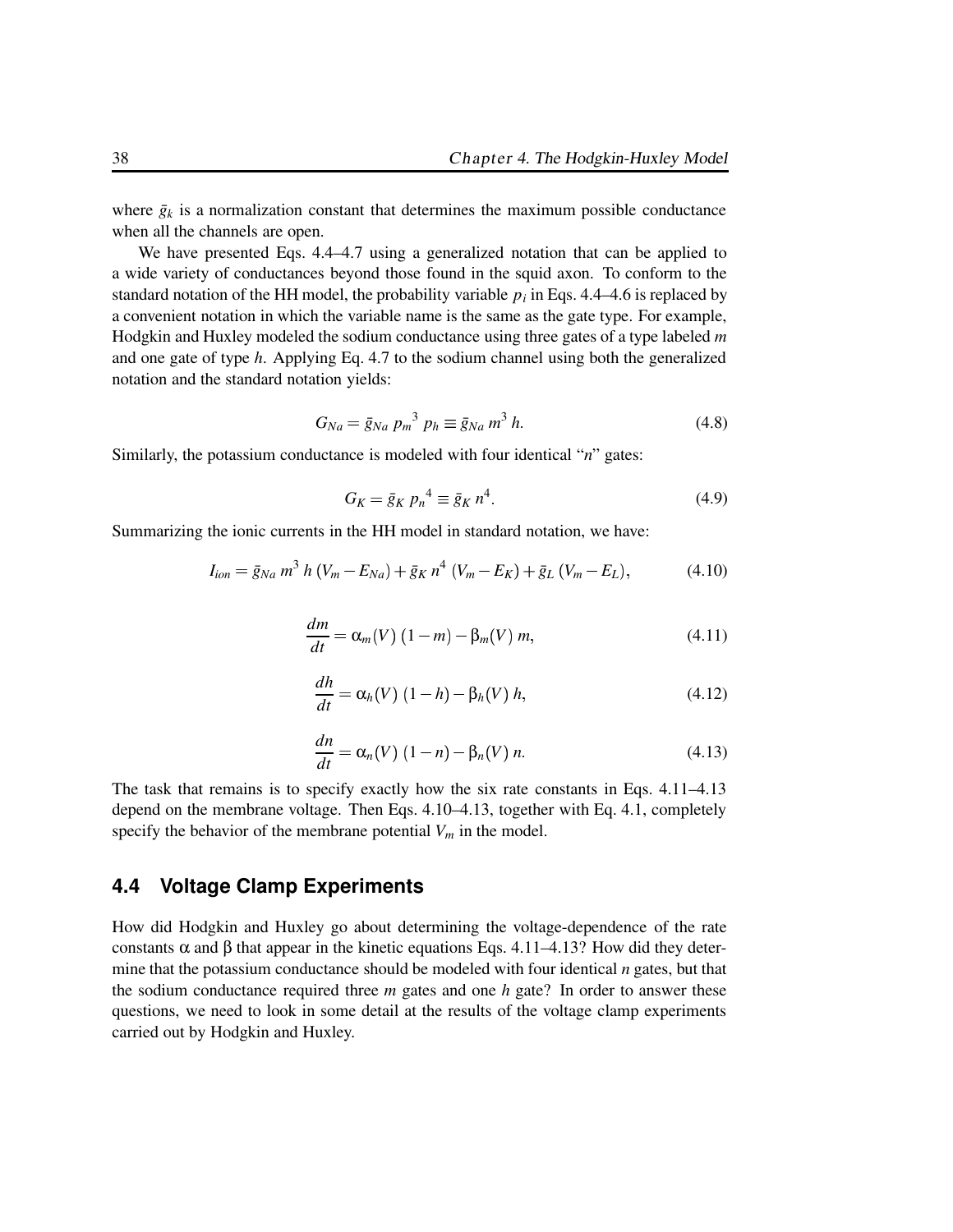where $\bar{g}_k$ is a normalization constant that determines the maximum possible conductance when all the channels are open.

We have presented Eqs. 4.4–4.7 using a generalized notation that can be applied to a wide variety of conductances beyond those found in the squid axon. To conform to the standard notation of the HH model, the probability variable $p_i$ in Eqs. 4.4–4.6 is replaced by a convenient notation in which the variable name is the same as the gate type. For example, Hodgkin and Huxley modeled the sodium conductance using three gates of a type labeled $m$ and one gate of type $h$. Applying Eq. 4.7 to the sodium channel using both the generalized notation and the standard notation yields:

$$G_{Na} = \bar{g}_{Na}\, {p_m}^3\, p_h \equiv \bar{g}_{Na}\, m^3\, h. \tag{4.8}$$

Similarly, the potassium conductance is modeled with four identical "$n$" gates:

$$G_K = \bar{g}_K\, {p_n}^4 \equiv \bar{g}_K\, n^4. \tag{4.9}$$

Summarizing the ionic currents in the HH model in standard notation, we have:

$$I_{ion} = \bar{g}_{Na}\, m^3\, h\, (V_m - E_{Na}) + \bar{g}_K\, n^4\, (V_m - E_K) + \bar{g}_L\, (V_m - E_L), \tag{4.10}$$

$$\frac{dm}{dt} = \alpha_m(V)\,(1-m) - \beta_m(V)\, m, \tag{4.11}$$

$$\frac{dh}{dt} = \alpha_h(V)\,(1-h) - \beta_h(V)\, h, \tag{4.12}$$

$$\frac{dn}{dt} = \alpha_n(V)\,(1-n) - \beta_n(V)\, n. \tag{4.13}$$

The task that remains is to specify exactly how the six rate constants in Eqs. 4.11–4.13 depend on the membrane voltage. Then Eqs. 4.10–4.13, together with Eq. 4.1, completely specify the behavior of the membrane potential $V_m$ in the model.

## 4.4 Voltage Clamp Experiments

How did Hodgkin and Huxley go about determining the voltage-dependence of the rate constants $\alpha$ and $\beta$ that appear in the kinetic equations Eqs. 4.11–4.13? How did they determine that the potassium conductance should be modeled with four identical $n$ gates, but that the sodium conductance required three $m$ gates and one $h$ gate? In order to answer these questions, we need to look in some detail at the results of the voltage clamp experiments carried out by Hodgkin and Huxley.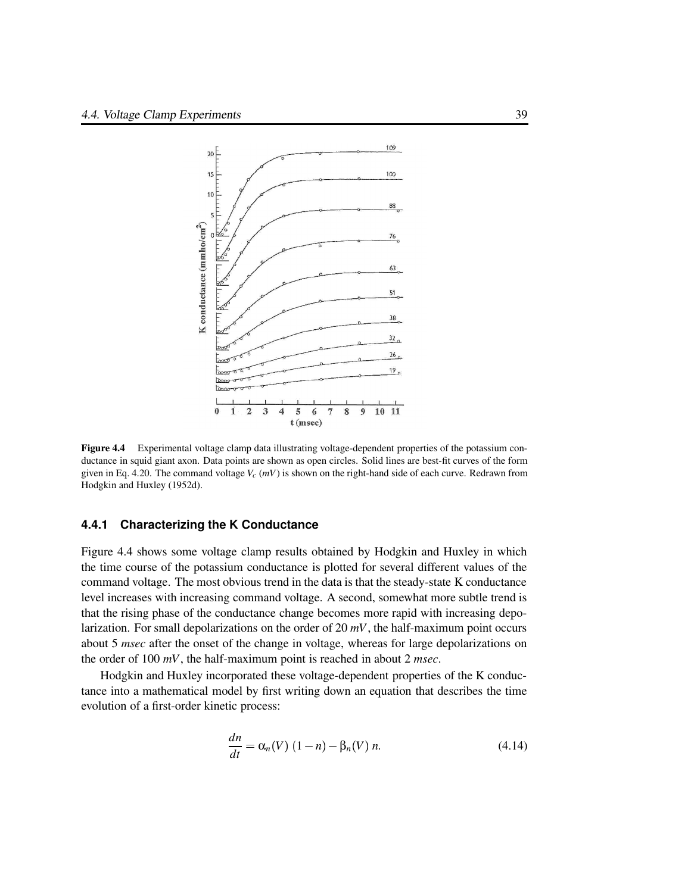Figure 4.4 Experimental voltage clamp data illustrating voltage-dependent properties of the potassium conductance in squid giant axon. Data points are shown as open circles. Solid lines are best-fit curves of the form given in Eq. 4.20. The command voltage $V_c$ ($mV$) is shown on the right-hand side of each curve. Redrawn from Hodgkin and Huxley (1952d).

### 4.4.1 Characterizing the K Conductance

Figure 4.4 shows some voltage clamp results obtained by Hodgkin and Huxley in which the time course of the potassium conductance is plotted for several different values of the command voltage. The most obvious trend in the data is that the steady-state K conductance level increases with increasing command voltage. A second, somewhat more subtle trend is that the rising phase of the conductance change becomes more rapid with increasing depolarization. For small depolarizations on the order of 20 $mV$, the half-maximum point occurs about 5 *msec* after the onset of the change in voltage, whereas for large depolarizations on the order of 100 $mV$, the half-maximum point is reached in about 2 *msec*.

Hodgkin and Huxley incorporated these voltage-dependent properties of the K conductance into a mathematical model by first writing down an equation that describes the time evolution of a first-order kinetic process:

$$\frac{dn}{dt} = \alpha_n(V)\,(1-n) - \beta_n(V)\,n. \tag{4.14}$$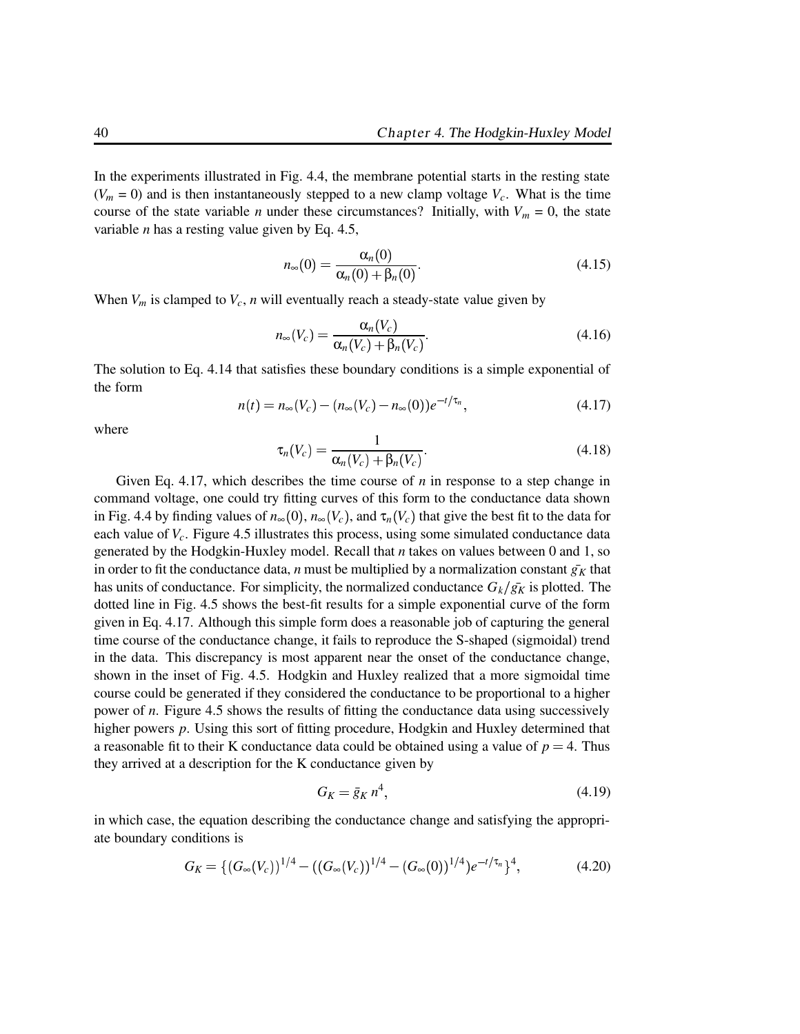In the experiments illustrated in Fig. 4.4, the membrane potential starts in the resting state ($V_m$ = 0) and is then instantaneously stepped to a new clamp voltage $V_c$. What is the time course of the state variable $n$ under these circumstances? Initially, with $V_m$ = 0, the state variable $n$ has a resting value given by Eq. 4.5,

$$n_\infty(0) = \frac{\alpha_n(0)}{\alpha_n(0) + \beta_n(0)}. \tag{4.15}$$

When $V_m$ is clamped to $V_c$, $n$ will eventually reach a steady-state value given by

$$n_\infty(V_c) = \frac{\alpha_n(V_c)}{\alpha_n(V_c) + \beta_n(V_c)}. \tag{4.16}$$

The solution to Eq. 4.14 that satisfies these boundary conditions is a simple exponential of the form

$$n(t) = n_\infty(V_c) - (n_\infty(V_c) - n_\infty(0))e^{-t/\tau_n}, \tag{4.17}$$

where

$$\tau_n(V_c) = \frac{1}{\alpha_n(V_c) + \beta_n(V_c)}. \tag{4.18}$$

Given Eq. 4.17, which describes the time course of $n$ in response to a step change in command voltage, one could try fitting curves of this form to the conductance data shown in Fig. 4.4 by finding values of $n_\infty(0)$, $n_\infty(V_c)$, and $\tau_n(V_c)$ that give the best fit to the data for each value of $V_c$. Figure 4.5 illustrates this process, using some simulated conductance data generated by the Hodgkin-Huxley model. Recall that $n$ takes on values between 0 and 1, so in order to fit the conductance data, $n$ must be multiplied by a normalization constant $\bar{g_K}$ that has units of conductance. For simplicity, the normalized conductance $G_k/\bar{g_K}$ is plotted. The dotted line in Fig. 4.5 shows the best-fit results for a simple exponential curve of the form given in Eq. 4.17. Although this simple form does a reasonable job of capturing the general time course of the conductance change, it fails to reproduce the S-shaped (sigmoidal) trend in the data. This discrepancy is most apparent near the onset of the conductance change, shown in the inset of Fig. 4.5. Hodgkin and Huxley realized that a more sigmoidal time course could be generated if they considered the conductance to be proportional to a higher power of $n$. Figure 4.5 shows the results of fitting the conductance data using successively higher powers $p$. Using this sort of fitting procedure, Hodgkin and Huxley determined that a reasonable fit to their K conductance data could be obtained using a value of $p = 4$. Thus they arrived at a description for the K conductance given by

$$G_K = \bar{g}_K\, n^4, \tag{4.19}$$

in which case, the equation describing the conductance change and satisfying the appropriate boundary conditions is

$$G_K = \{(G_\infty(V_c))^{1/4} - ((G_\infty(V_c))^{1/4} - (G_\infty(0))^{1/4})e^{-t/\tau_n}\}^4, \tag{4.20}$$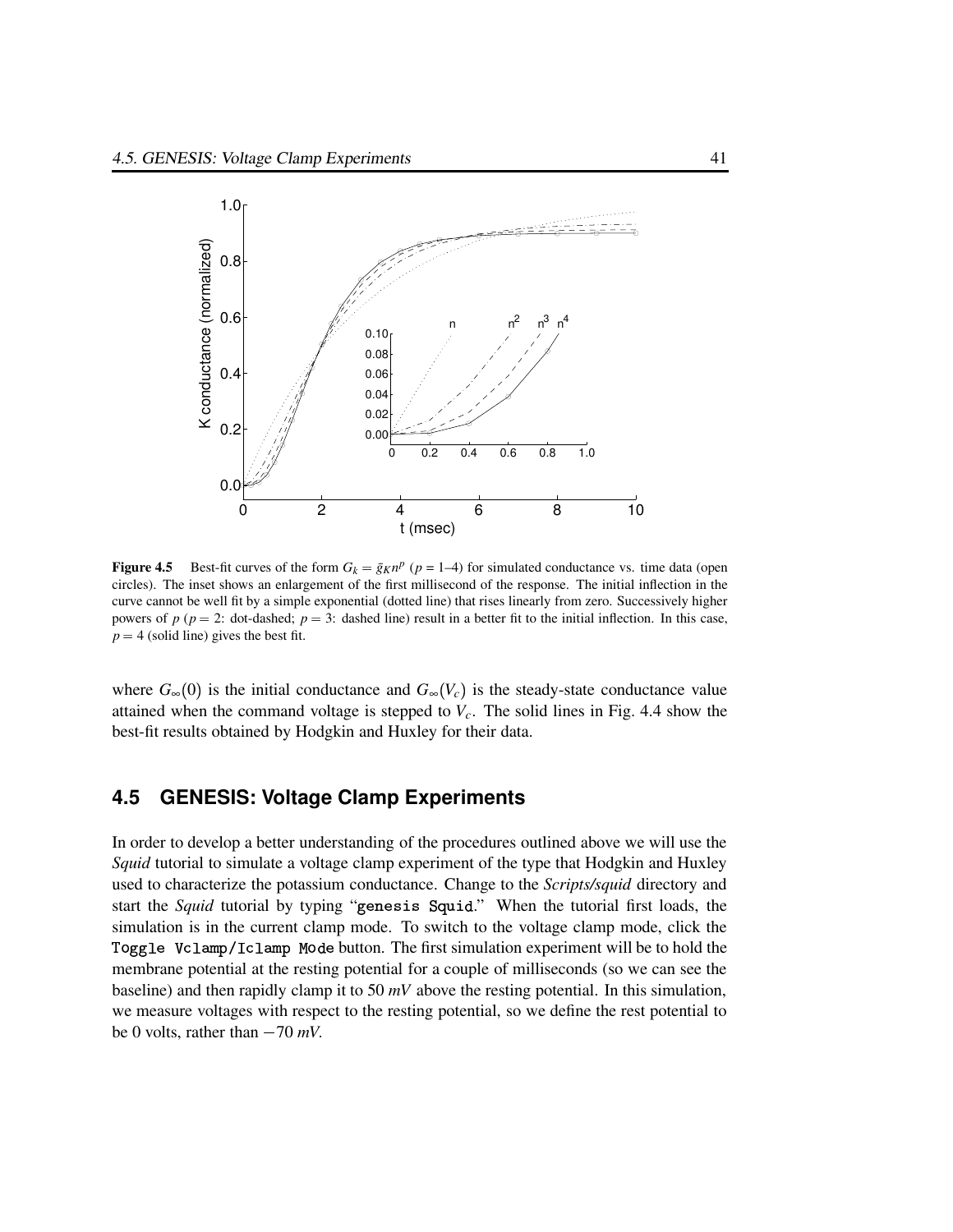**Figure 4.5** Best-fit curves of the form $G_k = \bar{g}_K n^p$ ($p$ = 1–4) for simulated conductance vs. time data (open circles). The inset shows an enlargement of the first millisecond of the response. The initial inflection in the curve cannot be well fit by a simple exponential (dotted line) that rises linearly from zero. Successively higher powers of $p$ ($p = 2$: dot-dashed; $p = 3$: dashed line) result in a better fit to the initial inflection. In this case, $p = 4$ (solid line) gives the best fit.

where $G_\infty(0)$ is the initial conductance and $G_\infty(V_c)$ is the steady-state conductance value attained when the command voltage is stepped to $V_c$. The solid lines in Fig. 4.4 show the best-fit results obtained by Hodgkin and Huxley for their data.

## 4.5 GENESIS: Voltage Clamp Experiments

In order to develop a better understanding of the procedures outlined above we will use the *Squid* tutorial to simulate a voltage clamp experiment of the type that Hodgkin and Huxley used to characterize the potassium conductance. Change to the *Scripts/squid* directory and start the *Squid* tutorial by typing "`genesis Squid`." When the tutorial first loads, the simulation is in the current clamp mode. To switch to the voltage clamp mode, click the `Toggle Vclamp/Iclamp Mode` button. The first simulation experiment will be to hold the membrane potential at the resting potential for a couple of milliseconds (so we can see the baseline) and then rapidly clamp it to 50 *mV* above the resting potential. In this simulation, we measure voltages with respect to the resting potential, so we define the rest potential to be 0 volts, rather than $-70$ *mV*.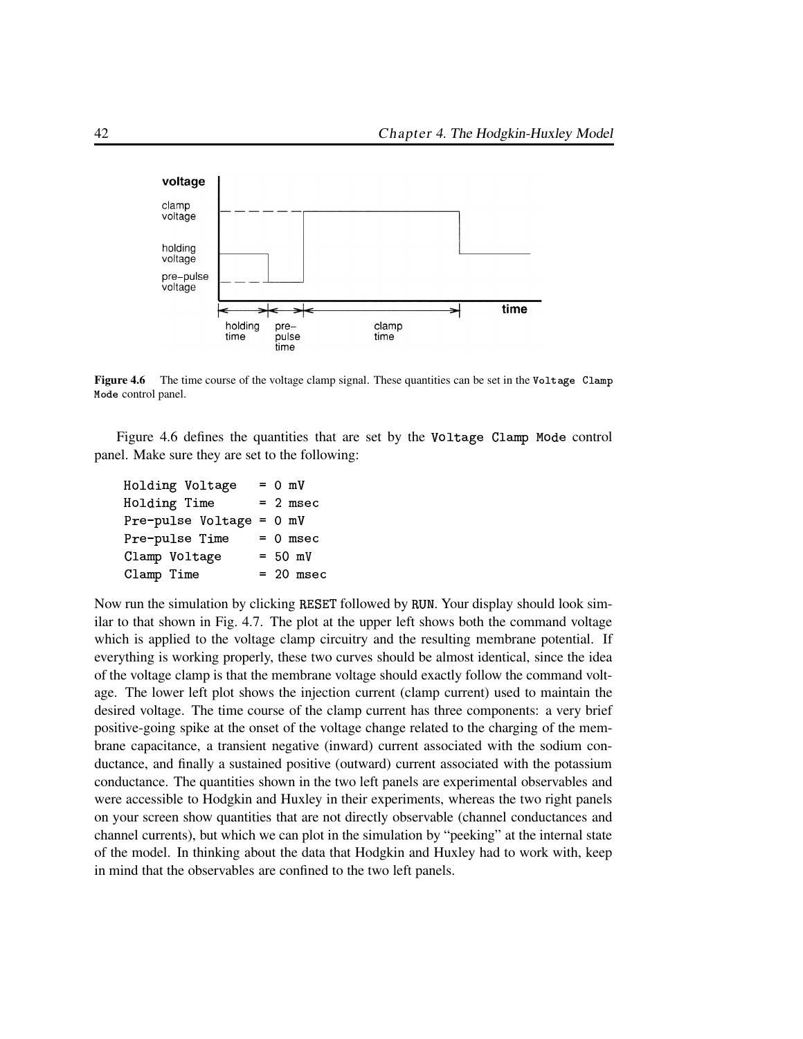**Figure 4.6** The time course of the voltage clamp signal. These quantities can be set in the `Voltage Clamp Mode` control panel.

Figure 4.6 defines the quantities that are set by the `Voltage Clamp Mode` control panel. Make sure they are set to the following:

```
Holding Voltage   = 0 mV
Holding Time      = 2 msec
Pre-pulse Voltage = 0 mV
Pre-pulse Time    = 0 msec
Clamp Voltage     = 50 mV
Clamp Time        = 20 msec
```

Now run the simulation by clicking `RESET` followed by `RUN`. Your display should look similar to that shown in Fig. 4.7. The plot at the upper left shows both the command voltage which is applied to the voltage clamp circuitry and the resulting membrane potential. If everything is working properly, these two curves should be almost identical, since the idea of the voltage clamp is that the membrane voltage should exactly follow the command voltage. The lower left plot shows the injection current (clamp current) used to maintain the desired voltage. The time course of the clamp current has three components: a very brief positive-going spike at the onset of the voltage change related to the charging of the membrane capacitance, a transient negative (inward) current associated with the sodium conductance, and finally a sustained positive (outward) current associated with the potassium conductance. The quantities shown in the two left panels are experimental observables and were accessible to Hodgkin and Huxley in their experiments, whereas the two right panels on your screen show quantities that are not directly observable (channel conductances and channel currents), but which we can plot in the simulation by "peeking" at the internal state of the model. In thinking about the data that Hodgkin and Huxley had to work with, keep in mind that the observables are confined to the two left panels.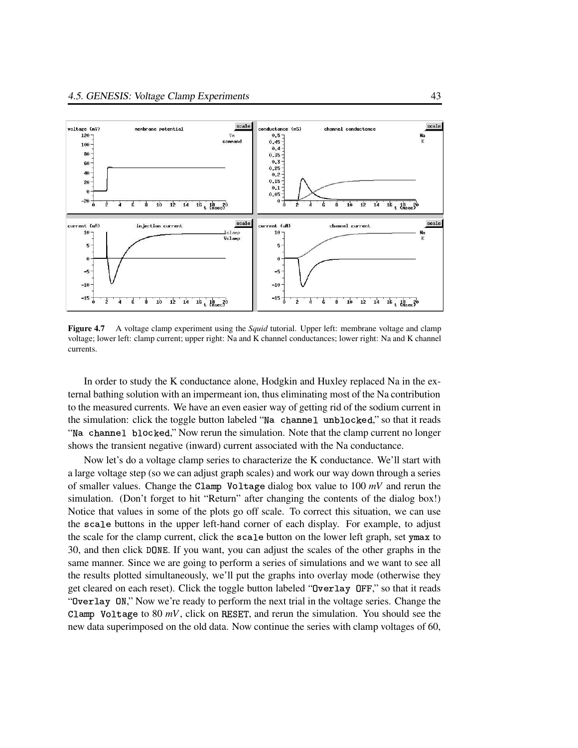**Figure 4.7** A voltage clamp experiment using the *Squid* tutorial. Upper left: membrane voltage and clamp voltage; lower left: clamp current; upper right: Na and K channel conductances; lower right: Na and K channel currents.

In order to study the K conductance alone, Hodgkin and Huxley replaced Na in the external bathing solution with an impermeant ion, thus eliminating most of the Na contribution to the measured currents. We have an even easier way of getting rid of the sodium current in the simulation: click the toggle button labeled "`Na channel unblocked`," so that it reads "`Na channel blocked`," Now rerun the simulation. Note that the clamp current no longer shows the transient negative (inward) current associated with the Na conductance.

Now let's do a voltage clamp series to characterize the K conductance. We'll start with a large voltage step (so we can adjust graph scales) and work our way down through a series of smaller values. Change the `Clamp Voltage` dialog box value to 100 *mV* and rerun the simulation. (Don't forget to hit "Return" after changing the contents of the dialog box!) Notice that values in some of the plots go off scale. To correct this situation, we can use the `scale` buttons in the upper left-hand corner of each display. For example, to adjust the scale for the clamp current, click the `scale` button on the lower left graph, set `ymax` to 30, and then click `DONE`. If you want, you can adjust the scales of the other graphs in the same manner. Since we are going to perform a series of simulations and we want to see all the results plotted simultaneously, we'll put the graphs into overlay mode (otherwise they get cleared on each reset). Click the toggle button labeled "`Overlay OFF`," so that it reads "`Overlay ON`," Now we're ready to perform the next trial in the voltage series. Change the `Clamp Voltage` to 80 *mV*, click on `RESET`, and rerun the simulation. You should see the new data superimposed on the old data. Now continue the series with clamp voltages of 60,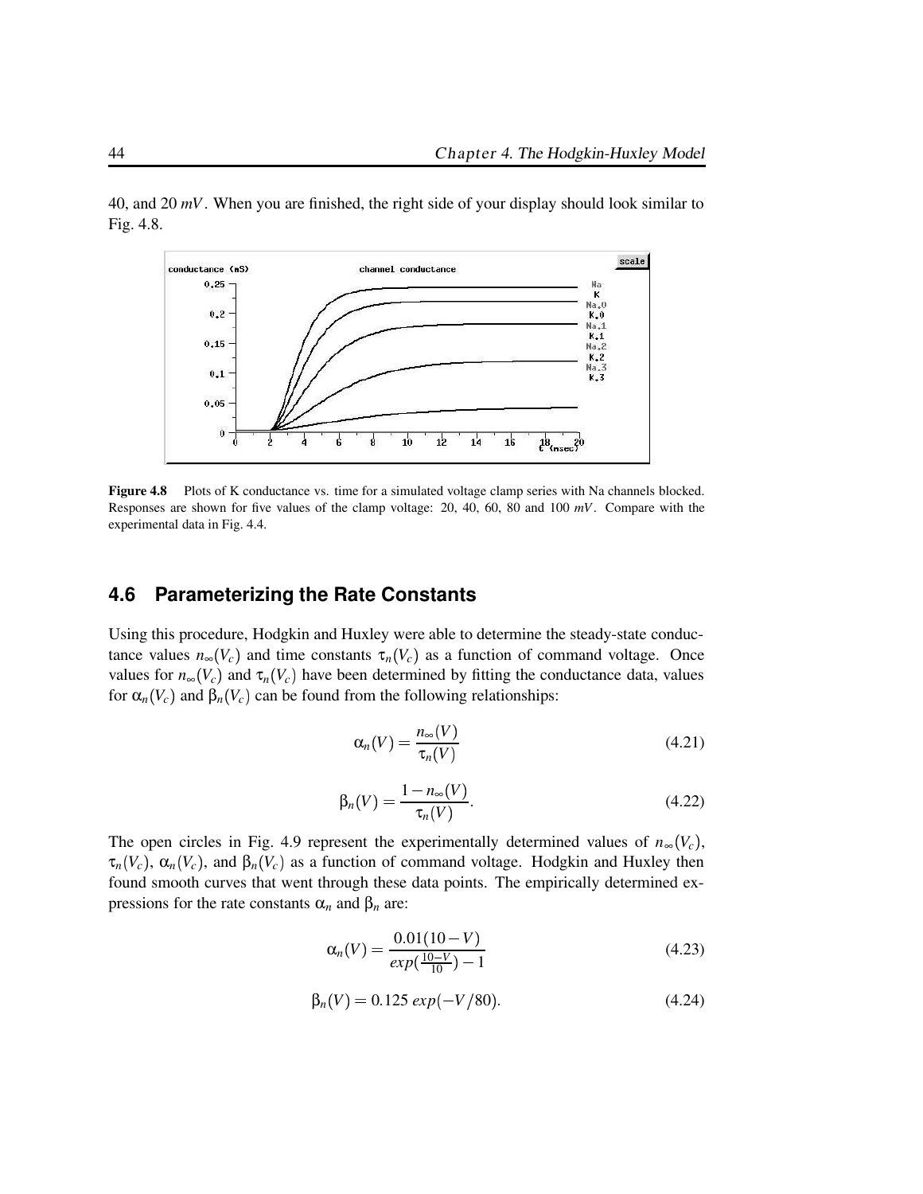40, and 20 $mV$. When you are finished, the right side of your display should look similar to Fig. 4.8.

**Figure 4.8** Plots of K conductance vs. time for a simulated voltage clamp series with Na channels blocked. Responses are shown for five values of the clamp voltage: 20, 40, 60, 80 and 100 $mV$. Compare with the experimental data in Fig. 4.4.

## 4.6 Parameterizing the Rate Constants

Using this procedure, Hodgkin and Huxley were able to determine the steady-state conductance values $n_\infty(V_c)$ and time constants $\tau_n(V_c)$ as a function of command voltage. Once values for $n_\infty(V_c)$ and $\tau_n(V_c)$ have been determined by fitting the conductance data, values for $\alpha_n(V_c)$ and $\beta_n(V_c)$ can be found from the following relationships:

$$\alpha_n(V) = \frac{n_\infty(V)}{\tau_n(V)} \tag{4.21}$$

$$\beta_n(V) = \frac{1 - n_\infty(V)}{\tau_n(V)}. \tag{4.22}$$

The open circles in Fig. 4.9 represent the experimentally determined values of $n_\infty(V_c)$, $\tau_n(V_c)$, $\alpha_n(V_c)$, and $\beta_n(V_c)$ as a function of command voltage. Hodgkin and Huxley then found smooth curves that went through these data points. The empirically determined expressions for the rate constants $\alpha_n$ and $\beta_n$ are:

$$\alpha_n(V) = \frac{0.01(10 - V)}{exp(\frac{10-V}{10}) - 1} \tag{4.23}$$

$$\beta_n(V) = 0.125\ exp(-V/80). \tag{4.24}$$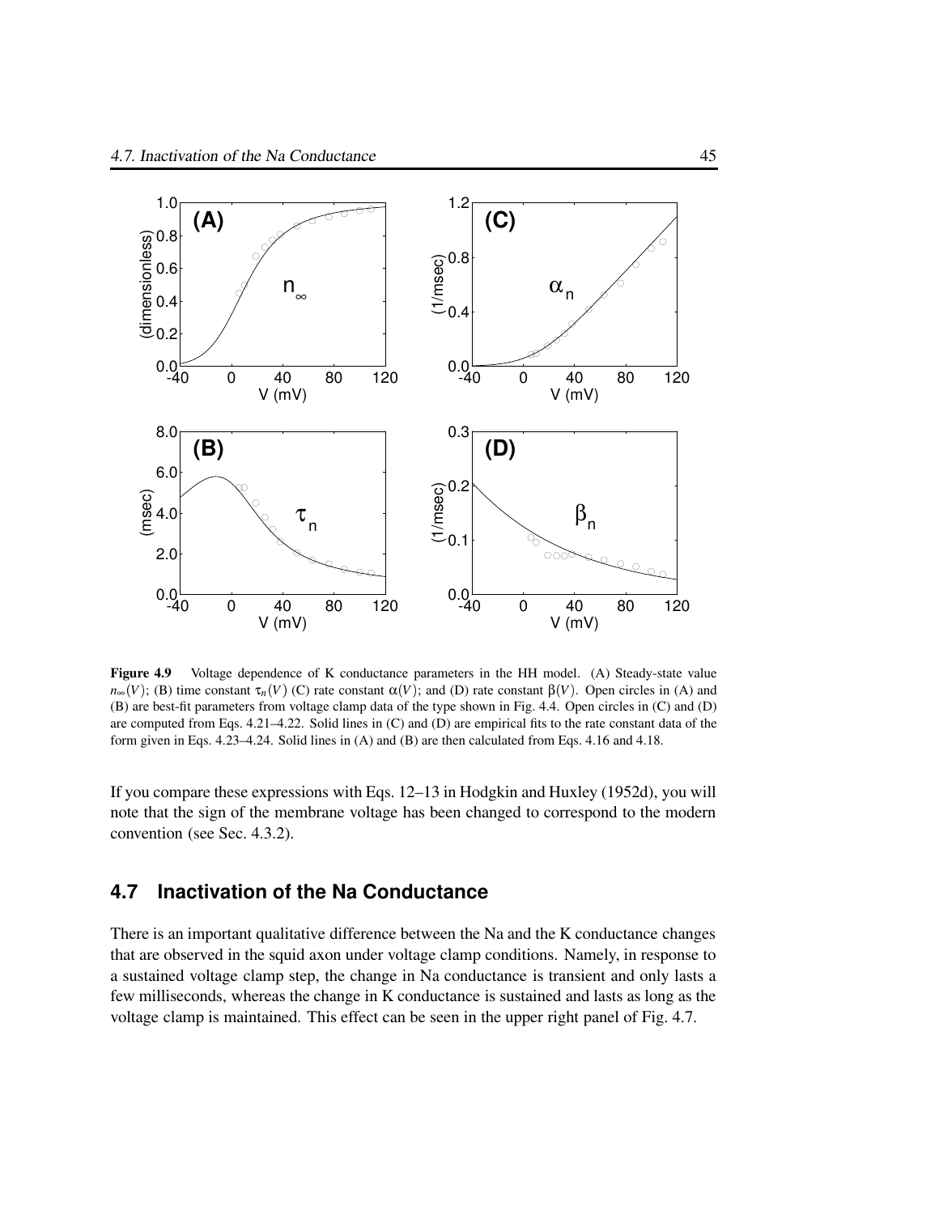**Figure 4.9** Voltage dependence of K conductance parameters in the HH model. (A) Steady-state value $n_\infty(V)$; (B) time constant $\tau_n(V)$ (C) rate constant $\alpha(V)$; and (D) rate constant $\beta(V)$. Open circles in (A) and (B) are best-fit parameters from voltage clamp data of the type shown in Fig. 4.4. Open circles in (C) and (D) are computed from Eqs. 4.21–4.22. Solid lines in (C) and (D) are empirical fits to the rate constant data of the form given in Eqs. 4.23–4.24. Solid lines in (A) and (B) are then calculated from Eqs. 4.16 and 4.18.

If you compare these expressions with Eqs. 12–13 in Hodgkin and Huxley (1952d), you will note that the sign of the membrane voltage has been changed to correspond to the modern convention (see Sec. 4.3.2).

## 4.7 Inactivation of the Na Conductance

There is an important qualitative difference between the Na and the K conductance changes that are observed in the squid axon under voltage clamp conditions. Namely, in response to a sustained voltage clamp step, the change in Na conductance is transient and only lasts a few milliseconds, whereas the change in K conductance is sustained and lasts as long as the voltage clamp is maintained. This effect can be seen in the upper right panel of Fig. 4.7.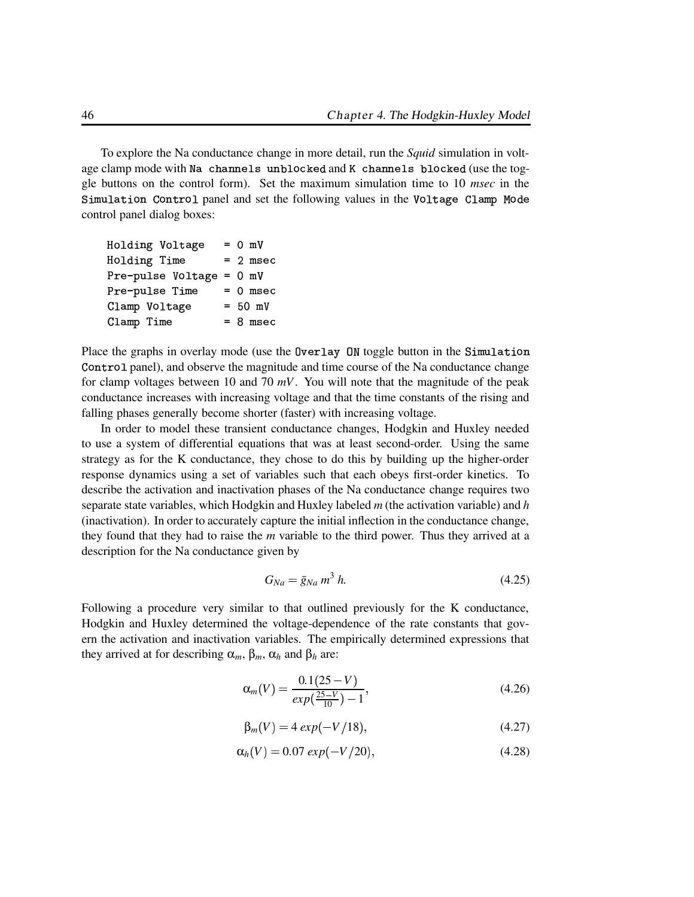To explore the Na conductance change in more detail, run the *Squid* simulation in voltage clamp mode with `Na channels unblocked` and `K channels blocked` (use the toggle buttons on the control form). Set the maximum simulation time to 10 *msec* in the `Simulation Control` panel and set the following values in the `Voltage Clamp Mode` control panel dialog boxes:

```
Holding Voltage   = 0 mV
Holding Time      = 2 msec
Pre-pulse Voltage = 0 mV
Pre-pulse Time    = 0 msec
Clamp Voltage     = 50 mV
Clamp Time        = 8 msec
```

Place the graphs in overlay mode (use the `Overlay ON` toggle button in the `Simulation Control` panel), and observe the magnitude and time course of the Na conductance change for clamp voltages between 10 and 70 $mV$. You will note that the magnitude of the peak conductance increases with increasing voltage and that the time constants of the rising and falling phases generally become shorter (faster) with increasing voltage.

In order to model these transient conductance changes, Hodgkin and Huxley needed to use a system of differential equations that was at least second-order. Using the same strategy as for the K conductance, they chose to do this by building up the higher-order response dynamics using a set of variables such that each obeys first-order kinetics. To describe the activation and inactivation phases of the Na conductance change requires two separate state variables, which Hodgkin and Huxley labeled $m$ (the activation variable) and $h$ (inactivation). In order to accurately capture the initial inflection in the conductance change, they found that they had to raise the $m$ variable to the third power. Thus they arrived at a description for the Na conductance given by

$$G_{Na} = \bar{g}_{Na}\, m^3\, h. \tag{4.25}$$

Following a procedure very similar to that outlined previously for the K conductance, Hodgkin and Huxley determined the voltage-dependence of the rate constants that govern the activation and inactivation variables. The empirically determined expressions that they arrived at for describing $\alpha_m$, $\beta_m$, $\alpha_h$ and $\beta_h$ are:

$$\alpha_m(V) = \frac{0.1(25-V)}{exp(\frac{25-V}{10})-1}, \tag{4.26}$$

$$\beta_m(V) = 4\, exp(-V/18), \tag{4.27}$$

$$\alpha_h(V) = 0.07\, exp(-V/20), \tag{4.28}$$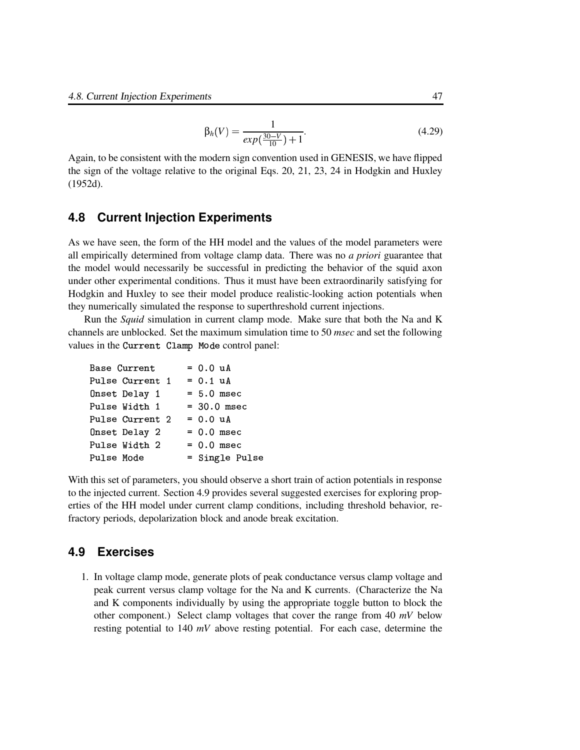$$\beta_h(V) = \frac{1}{exp(\frac{30-V}{10}) + 1}. \tag{4.29}$$

Again, to be consistent with the modern sign convention used in GENESIS, we have flipped the sign of the voltage relative to the original Eqs. 20, 21, 23, 24 in Hodgkin and Huxley (1952d).

## 4.8 Current Injection Experiments

As we have seen, the form of the HH model and the values of the model parameters were all empirically determined from voltage clamp data. There was no *a priori* guarantee that the model would necessarily be successful in predicting the behavior of the squid axon under other experimental conditions. Thus it must have been extraordinarily satisfying for Hodgkin and Huxley to see their model produce realistic-looking action potentials when they numerically simulated the response to superthreshold current injections.

Run the *Squid* simulation in current clamp mode. Make sure that both the Na and K channels are unblocked. Set the maximum simulation time to 50 *msec* and set the following values in the `Current Clamp Mode` control panel:

```
Base Current      = 0.0 uA
Pulse Current 1   = 0.1 uA
Onset Delay 1     = 5.0 msec
Pulse Width 1     = 30.0 msec
Pulse Current 2   = 0.0 uA
Onset Delay 2     = 0.0 msec
Pulse Width 2     = 0.0 msec
Pulse Mode        = Single Pulse
```

With this set of parameters, you should observe a short train of action potentials in response to the injected current. Section 4.9 provides several suggested exercises for exploring properties of the HH model under current clamp conditions, including threshold behavior, refractory periods, depolarization block and anode break excitation.

## 4.9 Exercises

1. In voltage clamp mode, generate plots of peak conductance versus clamp voltage and peak current versus clamp voltage for the Na and K currents. (Characterize the Na and K components individually by using the appropriate toggle button to block the other component.) Select clamp voltages that cover the range from 40 *mV* below resting potential to 140 *mV* above resting potential. For each case, determine the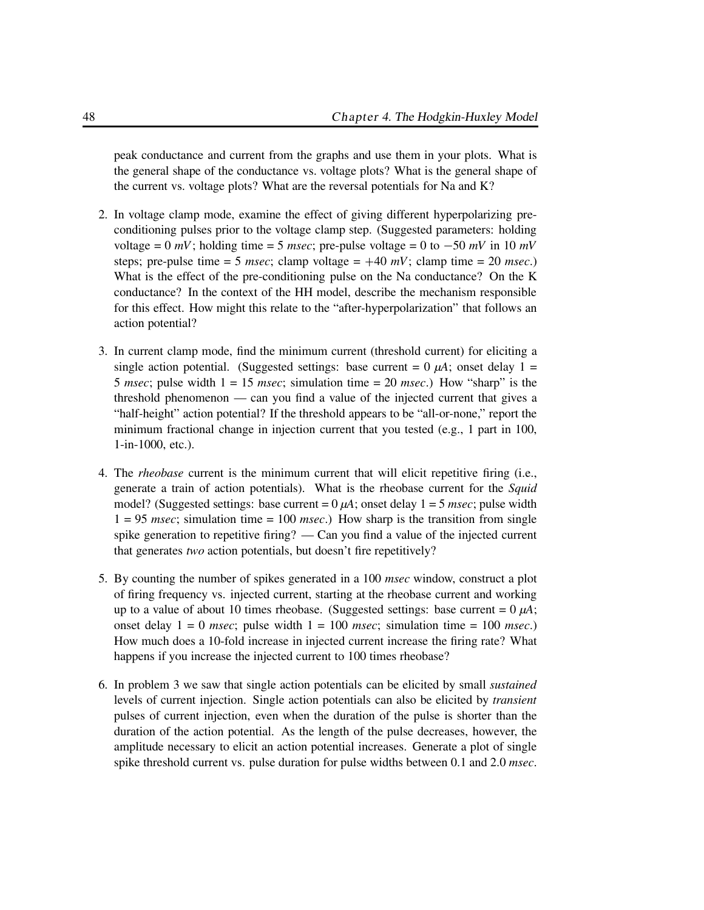peak conductance and current from the graphs and use them in your plots. What is the general shape of the conductance vs. voltage plots? What is the general shape of the current vs. voltage plots? What are the reversal potentials for Na and K?

2. In voltage clamp mode, examine the effect of giving different hyperpolarizing pre-conditioning pulses prior to the voltage clamp step. (Suggested parameters: holding voltage = 0 *mV*; holding time = 5 *msec*; pre-pulse voltage = 0 to $-50$ *mV* in 10 *mV* steps; pre-pulse time = 5 *msec*; clamp voltage = $+40$ *mV*; clamp time = 20 *msec*.) What is the effect of the pre-conditioning pulse on the Na conductance? On the K conductance? In the context of the HH model, describe the mechanism responsible for this effect. How might this relate to the "after-hyperpolarization" that follows an action potential?

3. In current clamp mode, find the minimum current (threshold current) for eliciting a single action potential. (Suggested settings: base current = 0 $\mu A$; onset delay 1 = 5 *msec*; pulse width 1 = 15 *msec*; simulation time = 20 *msec*.) How "sharp" is the threshold phenomenon — can you find a value of the injected current that gives a "half-height" action potential? If the threshold appears to be "all-or-none," report the minimum fractional change in injection current that you tested (e.g., 1 part in 100, 1-in-1000, etc.).

4. The *rheobase* current is the minimum current that will elicit repetitive firing (i.e., generate a train of action potentials). What is the rheobase current for the *Squid* model? (Suggested settings: base current = 0 $\mu A$; onset delay 1 = 5 *msec*; pulse width 1 = 95 *msec*; simulation time = 100 *msec*.) How sharp is the transition from single spike generation to repetitive firing? — Can you find a value of the injected current that generates *two* action potentials, but doesn't fire repetitively?

5. By counting the number of spikes generated in a 100 *msec* window, construct a plot of firing frequency vs. injected current, starting at the rheobase current and working up to a value of about 10 times rheobase. (Suggested settings: base current = 0 $\mu A$; onset delay 1 = 0 *msec*; pulse width 1 = 100 *msec*; simulation time = 100 *msec*.) How much does a 10-fold increase in injected current increase the firing rate? What happens if you increase the injected current to 100 times rheobase?

6. In problem 3 we saw that single action potentials can be elicited by small *sustained* levels of current injection. Single action potentials can also be elicited by *transient* pulses of current injection, even when the duration of the pulse is shorter than the duration of the action potential. As the length of the pulse decreases, however, the amplitude necessary to elicit an action potential increases. Generate a plot of single spike threshold current vs. pulse duration for pulse widths between 0.1 and 2.0 *msec*.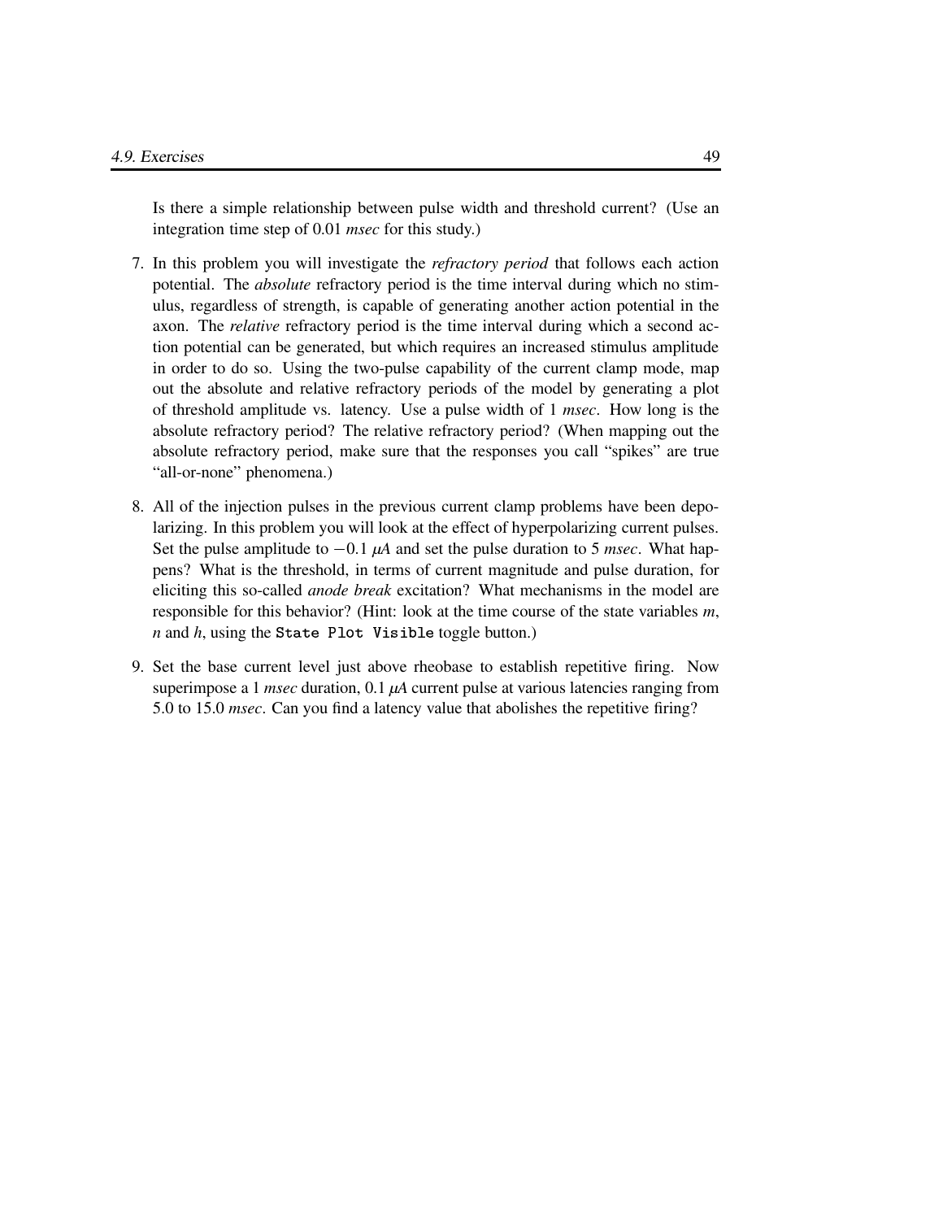Is there a simple relationship between pulse width and threshold current? (Use an integration time step of 0.01 *msec* for this study.)

7. In this problem you will investigate the *refractory period* that follows each action potential. The *absolute* refractory period is the time interval during which no stimulus, regardless of strength, is capable of generating another action potential in the axon. The *relative* refractory period is the time interval during which a second action potential can be generated, but which requires an increased stimulus amplitude in order to do so. Using the two-pulse capability of the current clamp mode, map out the absolute and relative refractory periods of the model by generating a plot of threshold amplitude vs. latency. Use a pulse width of 1 *msec*. How long is the absolute refractory period? The relative refractory period? (When mapping out the absolute refractory period, make sure that the responses you call "spikes" are true "all-or-none" phenomena.)

8. All of the injection pulses in the previous current clamp problems have been depolarizing. In this problem you will look at the effect of hyperpolarizing current pulses. Set the pulse amplitude to $-0.1$ $\mu A$ and set the pulse duration to 5 *msec*. What happens? What is the threshold, in terms of current magnitude and pulse duration, for eliciting this so-called *anode break* excitation? What mechanisms in the model are responsible for this behavior? (Hint: look at the time course of the state variables $m$, $n$ and $h$, using the `State Plot Visible` toggle button.)

9. Set the base current level just above rheobase to establish repetitive firing. Now superimpose a 1 *msec* duration, 0.1 $\mu A$ current pulse at various latencies ranging from 5.0 to 15.0 *msec*. Can you find a latency value that abolishes the repetitive firing?